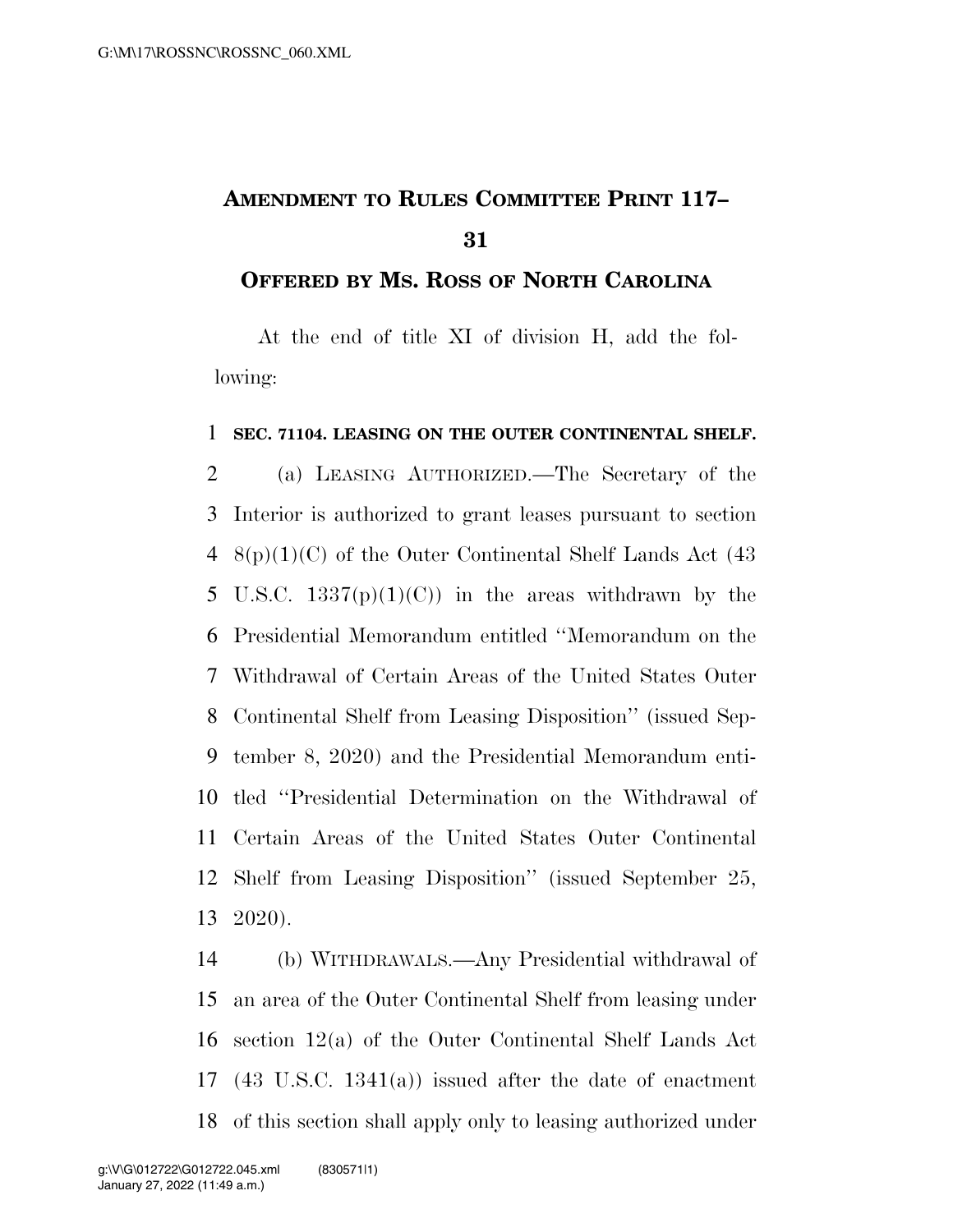# AMENDMENT TO RULES COMMITTEE PRINT 117–31

## OFFERED BY MS. ROSS OF NORTH CAROLINA

At the end of title XI of division H, add the following:

**SEC. 71104. LEASING ON THE OUTER CONTINENTAL SHELF.**

(a) LEASING AUTHORIZED.—The Secretary of the Interior is authorized to grant leases pursuant to section 8(p)(1)(C) of the Outer Continental Shelf Lands Act (43 U.S.C. 1337(p)(1)(C)) in the areas withdrawn by the Presidential Memorandum entitled ''Memorandum on the Withdrawal of Certain Areas of the United States Outer Continental Shelf from Leasing Disposition'' (issued September 8, 2020) and the Presidential Memorandum entitled ''Presidential Determination on the Withdrawal of Certain Areas of the United States Outer Continental Shelf from Leasing Disposition'' (issued September 25, 2020).

(b) WITHDRAWALS.—Any Presidential withdrawal of an area of the Outer Continental Shelf from leasing under section 12(a) of the Outer Continental Shelf Lands Act (43 U.S.C. 1341(a)) issued after the date of enactment of this section shall apply only to leasing authorized under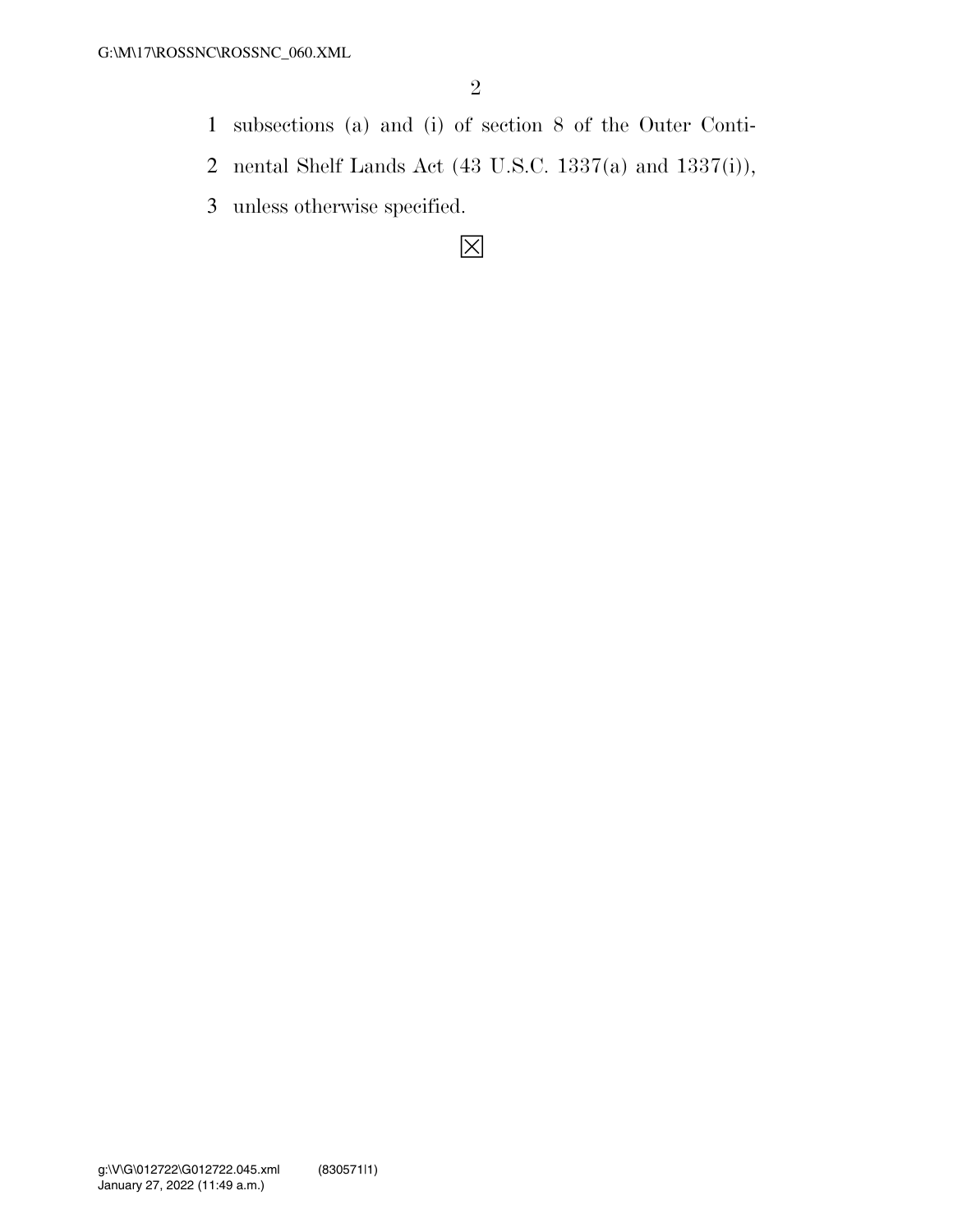subsections (a) and (i) of section 8 of the Outer Continental Shelf Lands Act (43 U.S.C. 1337(a) and 1337(i)), unless otherwise specified.